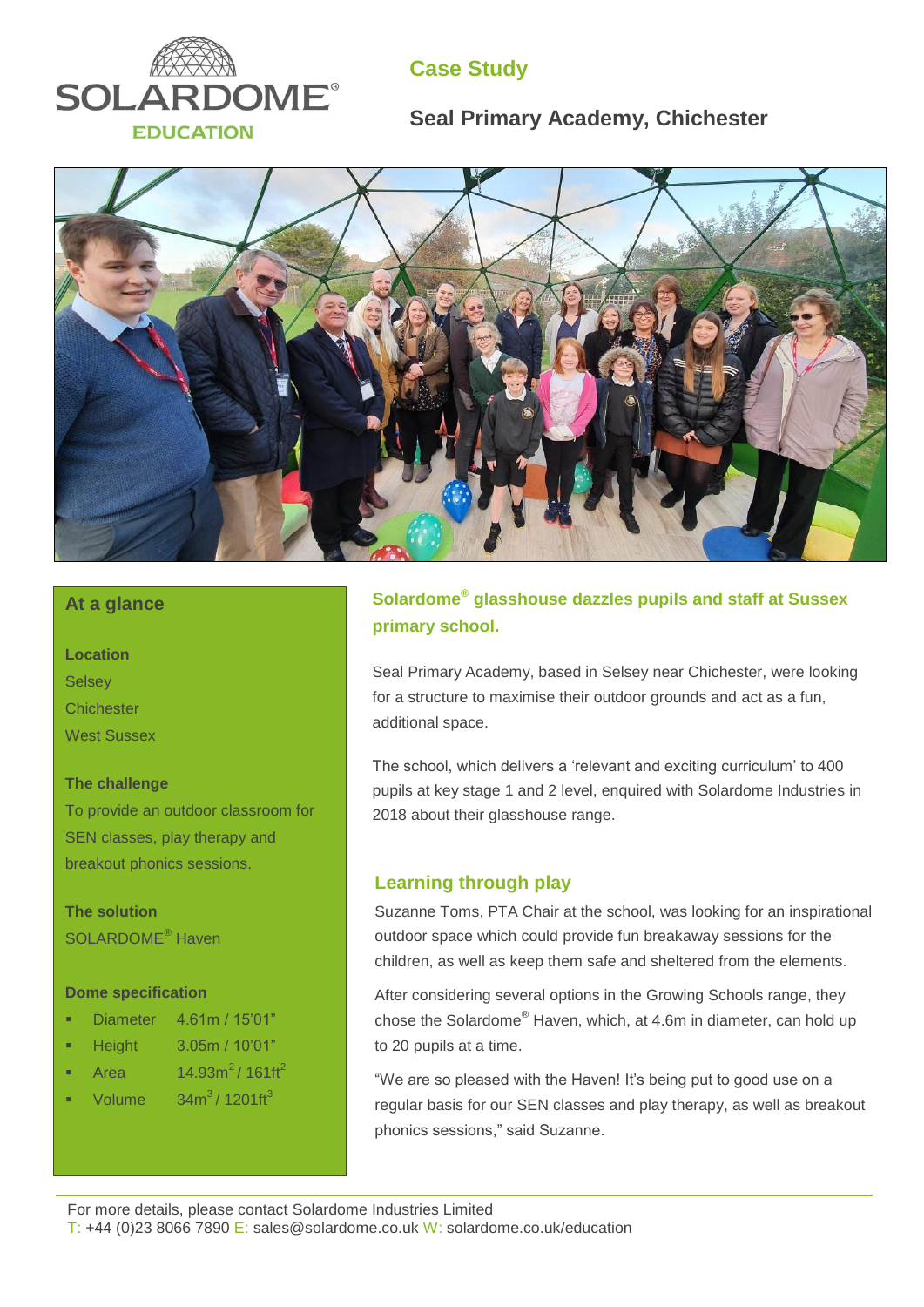SOLARDOME®
EDUCATION

# Case Study

## Seal Primary Academy, Chichester

### At a glance

**Location**
Selsey
Chichester
West Sussex

**The challenge**
To provide an outdoor classroom for SEN classes, play therapy and breakout phonics sessions.

**The solution**
SOLARDOME® Haven

**Dome specification**

- Diameter 4.61m / 15'01"
- Height 3.05m / 10'01"
- Area 14.93m² / 161ft²
- Volume 34m³ / 1201ft³

## Solardome® glasshouse dazzles pupils and staff at Sussex primary school.

Seal Primary Academy, based in Selsey near Chichester, were looking for a structure to maximise their outdoor grounds and act as a fun, additional space.

The school, which delivers a 'relevant and exciting curriculum' to 400 pupils at key stage 1 and 2 level, enquired with Solardome Industries in 2018 about their glasshouse range.

### Learning through play

Suzanne Toms, PTA Chair at the school, was looking for an inspirational outdoor space which could provide fun breakaway sessions for the children, as well as keep them safe and sheltered from the elements.

After considering several options in the Growing Schools range, they chose the Solardome® Haven, which, at 4.6m in diameter, can hold up to 20 pupils at a time.

"We are so pleased with the Haven! It's being put to good use on a regular basis for our SEN classes and play therapy, as well as breakout phonics sessions," said Suzanne.

For more details, please contact Solardome Industries Limited
T: +44 (0)23 8066 7890 E: sales@solardome.co.uk W: solardome.co.uk/education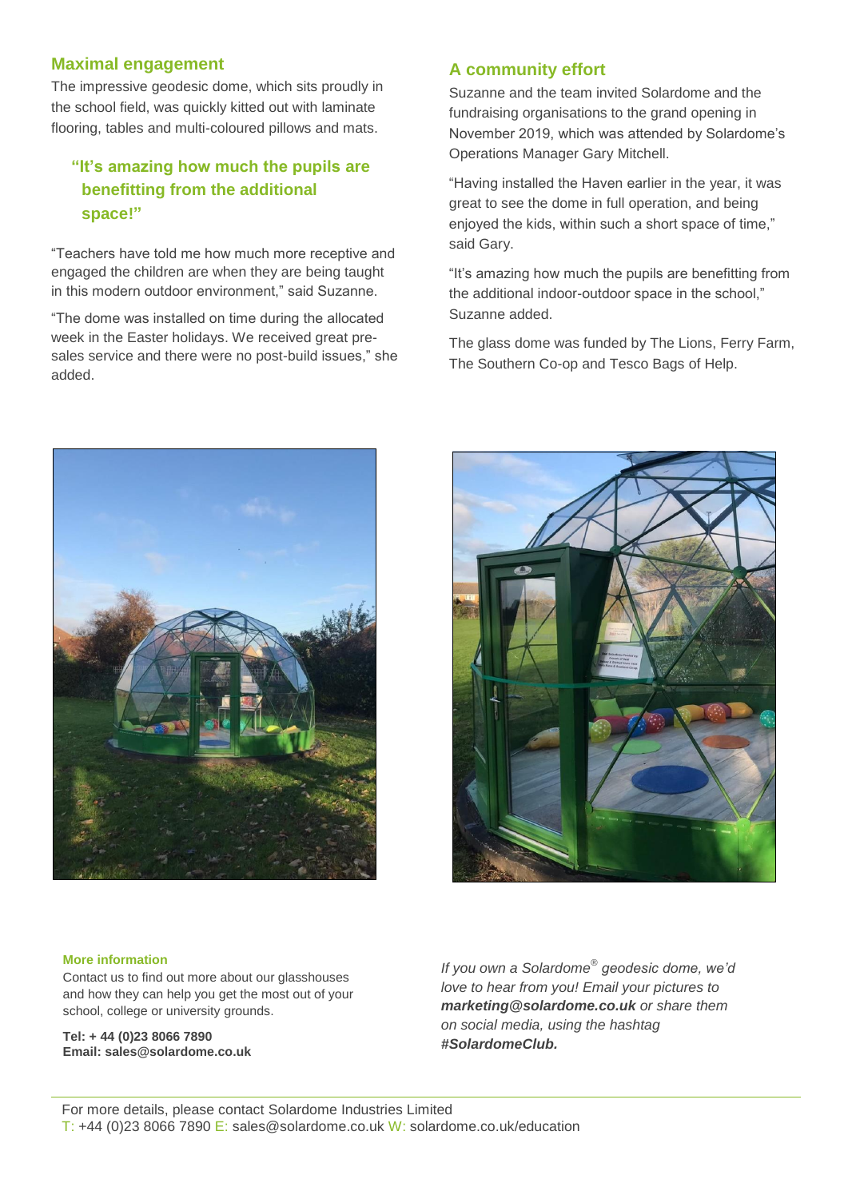## Maximal engagement

The impressive geodesic dome, which sits proudly in the school field, was quickly kitted out with laminate flooring, tables and multi-coloured pillows and mats.

> **"It's amazing how much the pupils are benefitting from the additional space!"**

"Teachers have told me how much more receptive and engaged the children are when they are being taught in this modern outdoor environment," said Suzanne.

"The dome was installed on time during the allocated week in the Easter holidays. We received great pre-sales service and there were no post-build issues," she added.

## A community effort

Suzanne and the team invited Solardome and the fundraising organisations to the grand opening in November 2019, which was attended by Solardome's Operations Manager Gary Mitchell.

"Having installed the Haven earlier in the year, it was great to see the dome in full operation, and being enjoyed the kids, within such a short space of time," said Gary.

"It's amazing how much the pupils are benefitting from the additional indoor-outdoor space in the school," Suzanne added.

The glass dome was funded by The Lions, Ferry Farm, The Southern Co-op and Tesco Bags of Help.

### More information

Contact us to find out more about our glasshouses and how they can help you get the most out of your school, college or university grounds.

**Tel: + 44 (0)23 8066 7890**
**Email: sales@solardome.co.uk**

*If you own a Solardome® geodesic dome, we'd love to hear from you! Email your pictures to **marketing@solardome.co.uk** or share them on social media, using the hashtag **#SolardomeClub.***

For more details, please contact Solardome Industries Limited
T: +44 (0)23 8066 7890 E: sales@solardome.co.uk W: solardome.co.uk/education